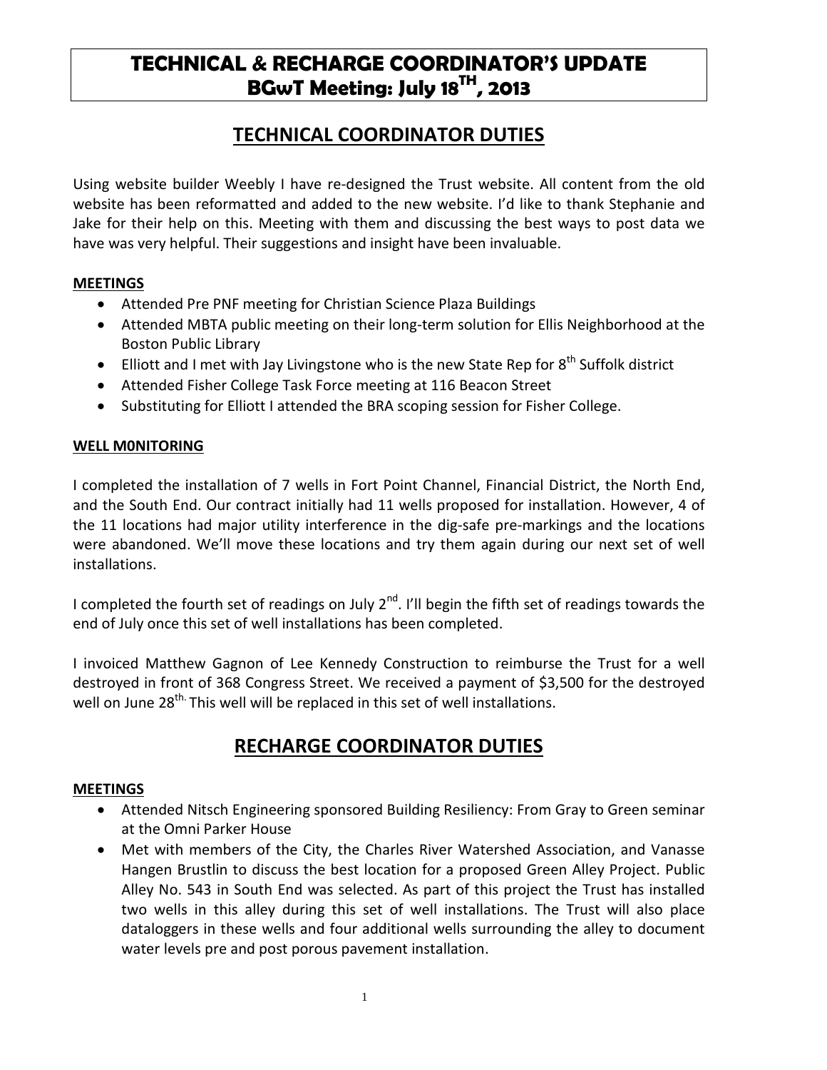# TECHNICAL & RECHARGE COORDINATOR'S UPDATE
# BGwT Meeting: July 18$^{TH}$, 2013

## TECHNICAL COORDINATOR DUTIES

Using website builder Weebly I have re-designed the Trust website. All content from the old website has been reformatted and added to the new website. I'd like to thank Stephanie and Jake for their help on this. Meeting with them and discussing the best ways to post data we have was very helpful. Their suggestions and insight have been invaluable.

### MEETINGS

- Attended Pre PNF meeting for Christian Science Plaza Buildings
- Attended MBTA public meeting on their long-term solution for Ellis Neighborhood at the Boston Public Library
- Elliott and I met with Jay Livingstone who is the new State Rep for 8$^{th}$ Suffolk district
- Attended Fisher College Task Force meeting at 116 Beacon Street
- Substituting for Elliott I attended the BRA scoping session for Fisher College.

### WELL M0NITORING

I completed the installation of 7 wells in Fort Point Channel, Financial District, the North End, and the South End. Our contract initially had 11 wells proposed for installation. However, 4 of the 11 locations had major utility interference in the dig-safe pre-markings and the locations were abandoned. We'll move these locations and try them again during our next set of well installations.

I completed the fourth set of readings on July 2$^{nd}$. I'll begin the fifth set of readings towards the end of July once this set of well installations has been completed.

I invoiced Matthew Gagnon of Lee Kennedy Construction to reimburse the Trust for a well destroyed in front of 368 Congress Street. We received a payment of $3,500 for the destroyed well on June 28$^{th.}$ This well will be replaced in this set of well installations.

## RECHARGE COORDINATOR DUTIES

### MEETINGS

- Attended Nitsch Engineering sponsored Building Resiliency: From Gray to Green seminar at the Omni Parker House
- Met with members of the City, the Charles River Watershed Association, and Vanasse Hangen Brustlin to discuss the best location for a proposed Green Alley Project. Public Alley No. 543 in South End was selected. As part of this project the Trust has installed two wells in this alley during this set of well installations. The Trust will also place dataloggers in these wells and four additional wells surrounding the alley to document water levels pre and post porous pavement installation.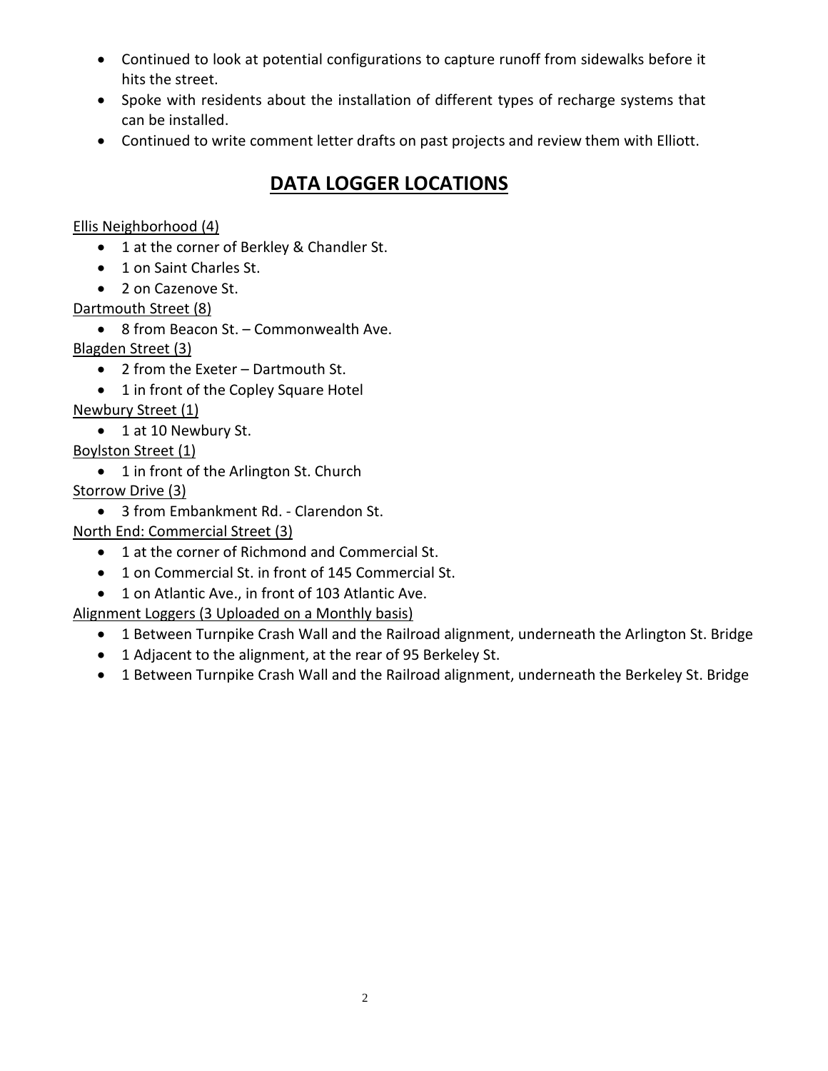- Continued to look at potential configurations to capture runoff from sidewalks before it hits the street.
- Spoke with residents about the installation of different types of recharge systems that can be installed.
- Continued to write comment letter drafts on past projects and review them with Elliott.

## DATA LOGGER LOCATIONS

Ellis Neighborhood (4)

- 1 at the corner of Berkley & Chandler St.
- 1 on Saint Charles St.
- 2 on Cazenove St.

Dartmouth Street (8)

- 8 from Beacon St. – Commonwealth Ave.

Blagden Street (3)

- 2 from the Exeter – Dartmouth St.
- 1 in front of the Copley Square Hotel

Newbury Street (1)

- 1 at 10 Newbury St.

Boylston Street (1)

- 1 in front of the Arlington St. Church

Storrow Drive (3)

- 3 from Embankment Rd. - Clarendon St.

North End: Commercial Street (3)

- 1 at the corner of Richmond and Commercial St.
- 1 on Commercial St. in front of 145 Commercial St.
- 1 on Atlantic Ave., in front of 103 Atlantic Ave.

Alignment Loggers (3 Uploaded on a Monthly basis)

- 1 Between Turnpike Crash Wall and the Railroad alignment, underneath the Arlington St. Bridge
- 1 Adjacent to the alignment, at the rear of 95 Berkeley St.
- 1 Between Turnpike Crash Wall and the Railroad alignment, underneath the Berkeley St. Bridge